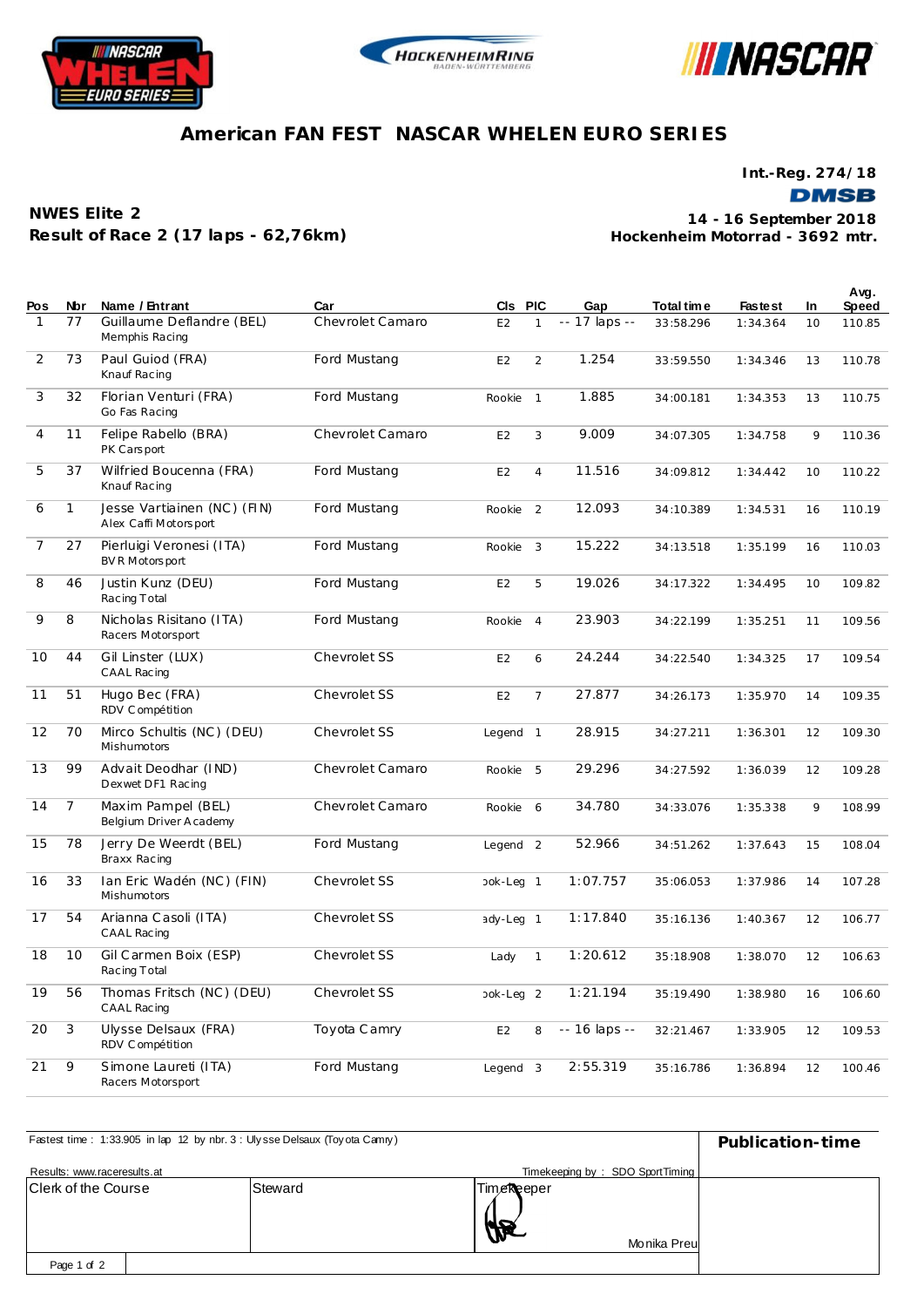# American FAN FEST NASCAR WHELEN EURO SERIES

**Int.-Reg. 274/18**

**DMSB**

**NWES Elite 2**
**Result of Race 2 (17 laps - 62,76km)**

**14 - 16 September 2018**
**Hockenheim Motorrad - 3692 mtr.**

| Pos | Nbr | Name / Entrant | Car | Cls | PIC | Gap | Total time | Fastest | In | Avg. Speed |
|---|---|---|---|---|---|---|---|---|---|---|
| 1 | 77 | Guillaume Deflandre (BEL) Memphis Racing | Chevrolet Camaro | E2 | 1 | -- 17 laps -- | 33:58.296 | 1:34.364 | 10 | 110.85 |
| 2 | 73 | Paul Guiod (FRA) Knauf Racing | Ford Mustang | E2 | 2 | 1.254 | 33:59.550 | 1:34.346 | 13 | 110.78 |
| 3 | 32 | Florian Venturi (FRA) Go Fas Racing | Ford Mustang | Rookie | 1 | 1.885 | 34:00.181 | 1:34.353 | 13 | 110.75 |
| 4 | 11 | Felipe Rabello (BRA) PK Carsport | Chevrolet Camaro | E2 | 3 | 9.009 | 34:07.305 | 1:34.758 | 9 | 110.36 |
| 5 | 37 | Wilfried Boucenna (FRA) Knauf Racing | Ford Mustang | E2 | 4 | 11.516 | 34:09.812 | 1:34.442 | 10 | 110.22 |
| 6 | 1 | Jesse Vartiainen (NC) (FIN) Alex Caffi Motorsport | Ford Mustang | Rookie | 2 | 12.093 | 34:10.389 | 1:34.531 | 16 | 110.19 |
| 7 | 27 | Pierluigi Veronesi (ITA) BVR Motorsport | Ford Mustang | Rookie | 3 | 15.222 | 34:13.518 | 1:35.199 | 16 | 110.03 |
| 8 | 46 | Justin Kunz (DEU) Racing Total | Ford Mustang | E2 | 5 | 19.026 | 34:17.322 | 1:34.495 | 10 | 109.82 |
| 9 | 8 | Nicholas Risitano (ITA) Racers Motorsport | Ford Mustang | Rookie | 4 | 23.903 | 34:22.199 | 1:35.251 | 11 | 109.56 |
| 10 | 44 | Gil Linster (LUX) CAAL Racing | Chevrolet SS | E2 | 6 | 24.244 | 34:22.540 | 1:34.325 | 17 | 109.54 |
| 11 | 51 | Hugo Bec (FRA) RDV Compétition | Chevrolet SS | E2 | 7 | 27.877 | 34:26.173 | 1:35.970 | 14 | 109.35 |
| 12 | 70 | Mirco Schultis (NC) (DEU) Mishumotors | Chevrolet SS | Legend | 1 | 28.915 | 34:27.211 | 1:36.301 | 12 | 109.30 |
| 13 | 99 | Advait Deodhar (IND) Dexwet DF1 Racing | Chevrolet Camaro | Rookie | 5 | 29.296 | 34:27.592 | 1:36.039 | 12 | 109.28 |
| 14 | 7 | Maxim Pampel (BEL) Belgium Driver Academy | Chevrolet Camaro | Rookie | 6 | 34.780 | 34:33.076 | 1:35.338 | 9 | 108.99 |
| 15 | 78 | Jerry De Weerdt (BEL) Braxx Racing | Ford Mustang | Legend | 2 | 52.966 | 34:51.262 | 1:37.643 | 15 | 108.04 |
| 16 | 33 | Ian Eric Wadén (NC) (FIN) Mishumotors | Chevrolet SS | ɔok-Leg | 1 | 1:07.757 | 35:06.053 | 1:37.986 | 14 | 107.28 |
| 17 | 54 | Arianna Casoli (ITA) CAAL Racing | Chevrolet SS | ady-Leg | 1 | 1:17.840 | 35:16.136 | 1:40.367 | 12 | 106.77 |
| 18 | 10 | Gil Carmen Boix (ESP) Racing Total | Chevrolet SS | Lady | 1 | 1:20.612 | 35:18.908 | 1:38.070 | 12 | 106.63 |
| 19 | 56 | Thomas Fritsch (NC) (DEU) CAAL Racing | Chevrolet SS | ɔok-Leg | 2 | 1:21.194 | 35:19.490 | 1:38.980 | 16 | 106.60 |
| 20 | 3 | Ulysse Delsaux (FRA) RDV Compétition | Toyota Camry | E2 | 8 | -- 16 laps -- | 32:21.467 | 1:33.905 | 12 | 109.53 |
| 21 | 9 | Simone Laureti (ITA) Racers Motorsport | Ford Mustang | Legend | 3 | 2:55.319 | 35:16.786 | 1:36.894 | 12 | 100.46 |

Fastest time : 1:33.905 in lap 12 by nbr. 3 : Ulysse Delsaux (Toyota Camry)

**Publication-time**

Results: www.raceresults.at

Timekeeping by : SDO SportTiming

| Clerk of the Course | Steward | Timekeeper |
|---|---|---|
| | | Monika Preu |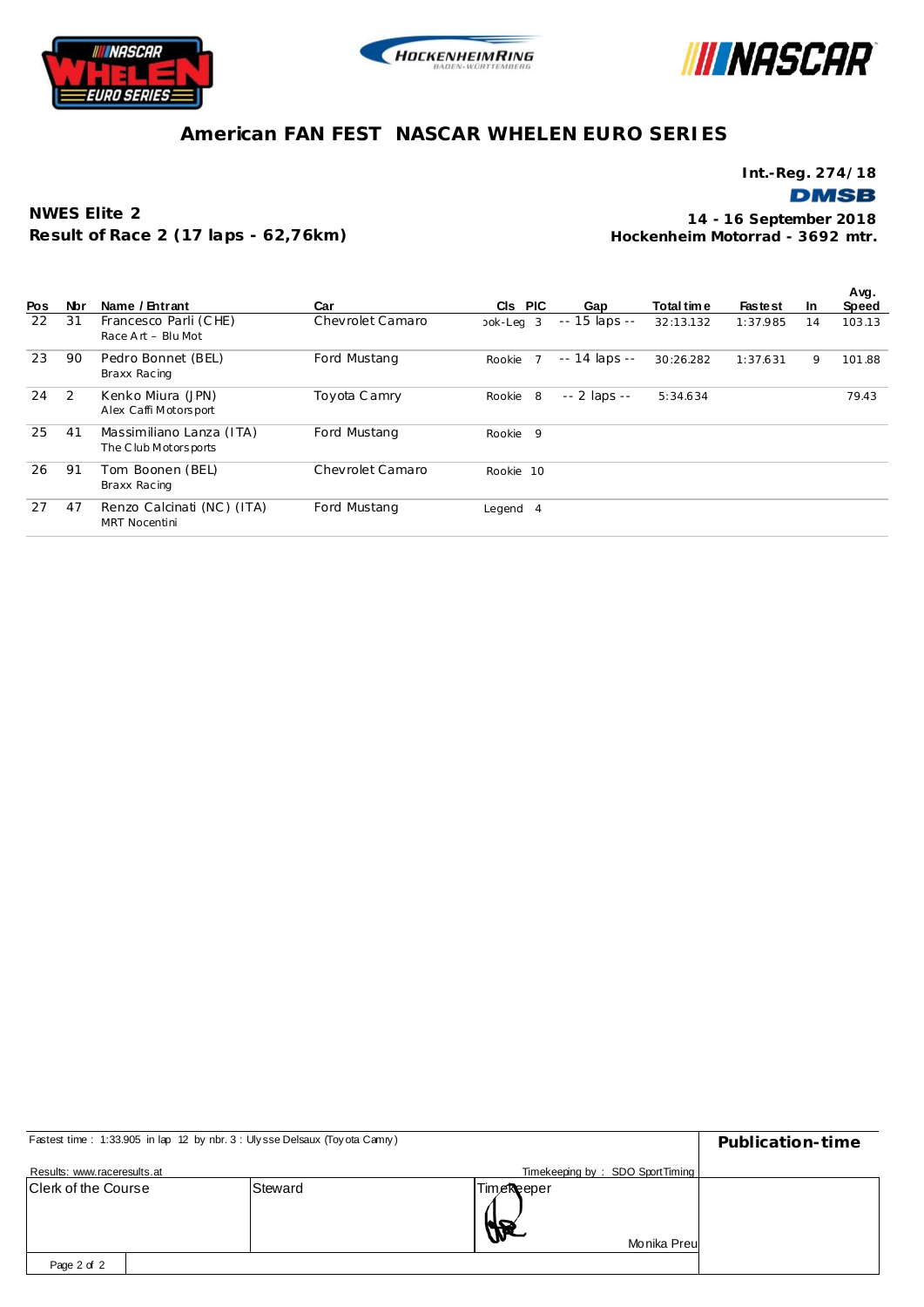## American FAN FEST NASCAR WHELEN EURO SERIES

**Int.-Reg. 274/18**

DMSB

**NWES Elite 2**
**Result of Race 2 (17 laps - 62,76km)**

**14 - 16 September 2018**
**Hockenheim Motorrad - 3692 mtr.**

| Pos | Nbr | Name / Entrant | Car | Cls | PIC | Gap | Total time | Fastest | In | Avg. Speed |
|---|---|---|---|---|---|---|---|---|---|---|
| 22 | 31 | Francesco Parli (CHE)<br>Race Art – Blu Mot | Chevrolet Camaro | ook-Leg | 3 | -- 15 laps -- | 32:13.132 | 1:37.985 | 14 | 103.13 |
| 23 | 90 | Pedro Bonnet (BEL)<br>Braxx Racing | Ford Mustang | Rookie | 7 | -- 14 laps -- | 30:26.282 | 1:37.631 | 9 | 101.88 |
| 24 | 2 | Kenko Miura (JPN)<br>Alex Caffi Motorsport | Toyota Camry | Rookie | 8 | -- 2 laps -- | 5:34.634 | | | 79.43 |
| 25 | 41 | Massimiliano Lanza (ITA)<br>The Club Motorsports | Ford Mustang | Rookie | 9 | | | | | |
| 26 | 91 | Tom Boonen (BEL)<br>Braxx Racing | Chevrolet Camaro | Rookie | 10 | | | | | |
| 27 | 47 | Renzo Calcinati (NC) (ITA)<br>MRT Nocentini | Ford Mustang | Legend | 4 | | | | | |

Fastest time : 1:33.905 in lap 12 by nbr. 3 : Ulysse Delsaux (Toyota Camry)

**Publication-time**

Results: www.raceresults.at

Timekeeping by : SDO SportTiming

| Clerk of the Course | Steward | Timekeeper |
|---|---|---|
| | | Monika Preu |